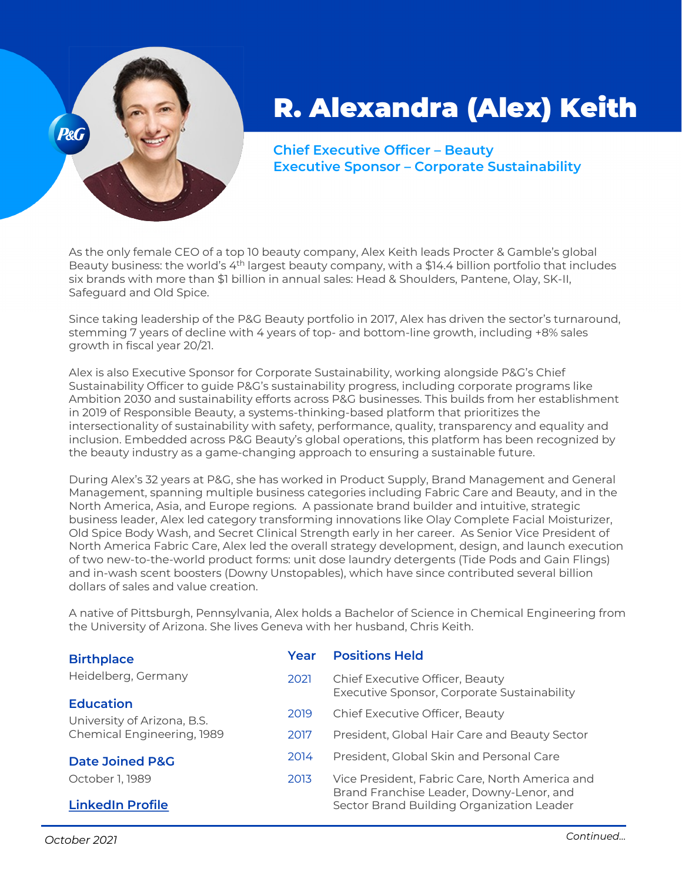# R. Alexandra (Alex) Keith

**Chief Executive Officer – Beauty**
**Executive Sponsor – Corporate Sustainability**

As the only female CEO of a top 10 beauty company, Alex Keith leads Procter & Gamble's global Beauty business: the world's 4th largest beauty company, with a $14.4 billion portfolio that includes six brands with more than $1 billion in annual sales: Head & Shoulders, Pantene, Olay, SK-II, Safeguard and Old Spice.

Since taking leadership of the P&G Beauty portfolio in 2017, Alex has driven the sector's turnaround, stemming 7 years of decline with 4 years of top- and bottom-line growth, including +8% sales growth in fiscal year 20/21.

Alex is also Executive Sponsor for Corporate Sustainability, working alongside P&G's Chief Sustainability Officer to guide P&G's sustainability progress, including corporate programs like Ambition 2030 and sustainability efforts across P&G businesses. This builds from her establishment in 2019 of Responsible Beauty, a systems-thinking-based platform that prioritizes the intersectionality of sustainability with safety, performance, quality, transparency and equality and inclusion. Embedded across P&G Beauty's global operations, this platform has been recognized by the beauty industry as a game-changing approach to ensuring a sustainable future.

During Alex's 32 years at P&G, she has worked in Product Supply, Brand Management and General Management, spanning multiple business categories including Fabric Care and Beauty, and in the North America, Asia, and Europe regions. A passionate brand builder and intuitive, strategic business leader, Alex led category transforming innovations like Olay Complete Facial Moisturizer, Old Spice Body Wash, and Secret Clinical Strength early in her career. As Senior Vice President of North America Fabric Care, Alex led the overall strategy development, design, and launch execution of two new-to-the-world product forms: unit dose laundry detergents (Tide Pods and Gain Flings) and in-wash scent boosters (Downy Unstopables), which have since contributed several billion dollars of sales and value creation.

A native of Pittsburgh, Pennsylvania, Alex holds a Bachelor of Science in Chemical Engineering from the University of Arizona. She lives Geneva with her husband, Chris Keith.

### Birthplace

Heidelberg, Germany

### Education

University of Arizona, B.S. Chemical Engineering, 1989

### Date Joined P&G

October 1, 1989

[LinkedIn Profile]

| Year | Positions Held |
|---|---|
| 2021 | Chief Executive Officer, Beauty<br>Executive Sponsor, Corporate Sustainability |
| 2019 | Chief Executive Officer, Beauty |
| 2017 | President, Global Hair Care and Beauty Sector |
| 2014 | President, Global Skin and Personal Care |
| 2013 | Vice President, Fabric Care, North America and Brand Franchise Leader, Downy-Lenor, and Sector Brand Building Organization Leader |

*October 2021*

*Continued...*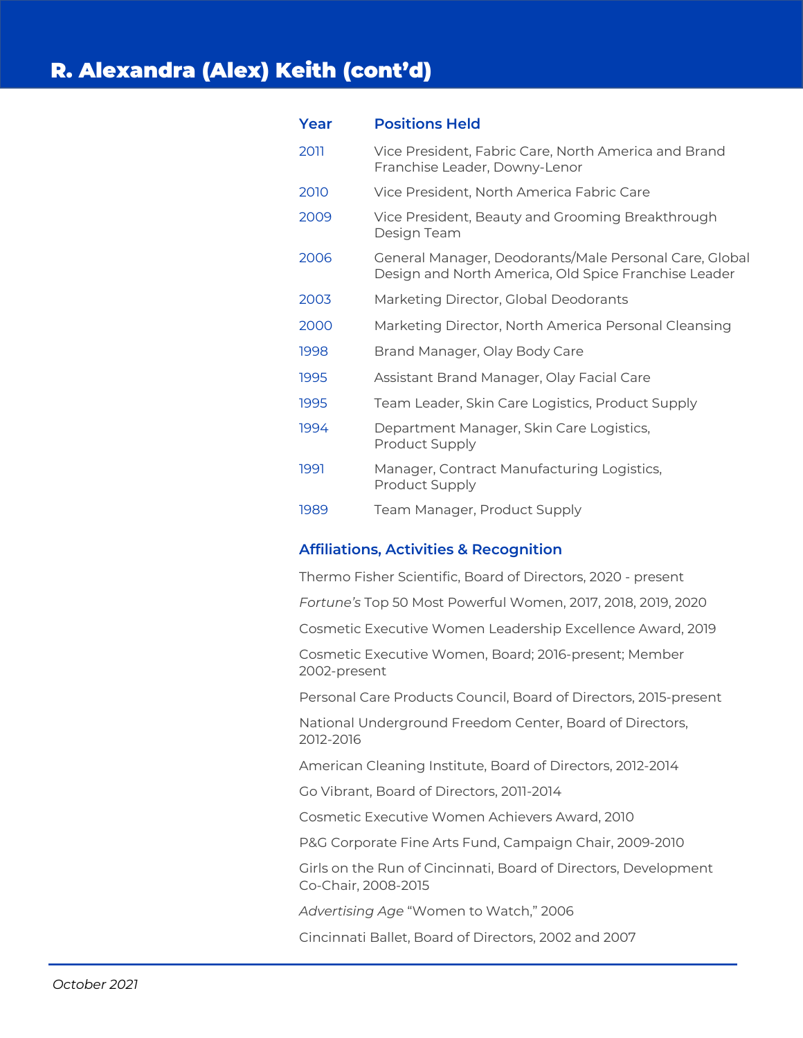# R. Alexandra (Alex) Keith (cont'd)

| Year | Positions Held |
| --- | --- |
| 2011 | Vice President, Fabric Care, North America and Brand Franchise Leader, Downy-Lenor |
| 2010 | Vice President, North America Fabric Care |
| 2009 | Vice President, Beauty and Grooming Breakthrough Design Team |
| 2006 | General Manager, Deodorants/Male Personal Care, Global Design and North America, Old Spice Franchise Leader |
| 2003 | Marketing Director, Global Deodorants |
| 2000 | Marketing Director, North America Personal Cleansing |
| 1998 | Brand Manager, Olay Body Care |
| 1995 | Assistant Brand Manager, Olay Facial Care |
| 1995 | Team Leader, Skin Care Logistics, Product Supply |
| 1994 | Department Manager, Skin Care Logistics, Product Supply |
| 1991 | Manager, Contract Manufacturing Logistics, Product Supply |
| 1989 | Team Manager, Product Supply |

## Affiliations, Activities & Recognition

Thermo Fisher Scientific, Board of Directors, 2020 - present

*Fortune's* Top 50 Most Powerful Women, 2017, 2018, 2019, 2020

Cosmetic Executive Women Leadership Excellence Award, 2019

Cosmetic Executive Women, Board; 2016-present; Member 2002-present

Personal Care Products Council, Board of Directors, 2015-present

National Underground Freedom Center, Board of Directors, 2012-2016

American Cleaning Institute, Board of Directors, 2012-2014

Go Vibrant, Board of Directors, 2011-2014

Cosmetic Executive Women Achievers Award, 2010

P&G Corporate Fine Arts Fund, Campaign Chair, 2009-2010

Girls on the Run of Cincinnati, Board of Directors, Development Co-Chair, 2008-2015

*Advertising Age* "Women to Watch," 2006

Cincinnati Ballet, Board of Directors, 2002 and 2007

*October 2021*